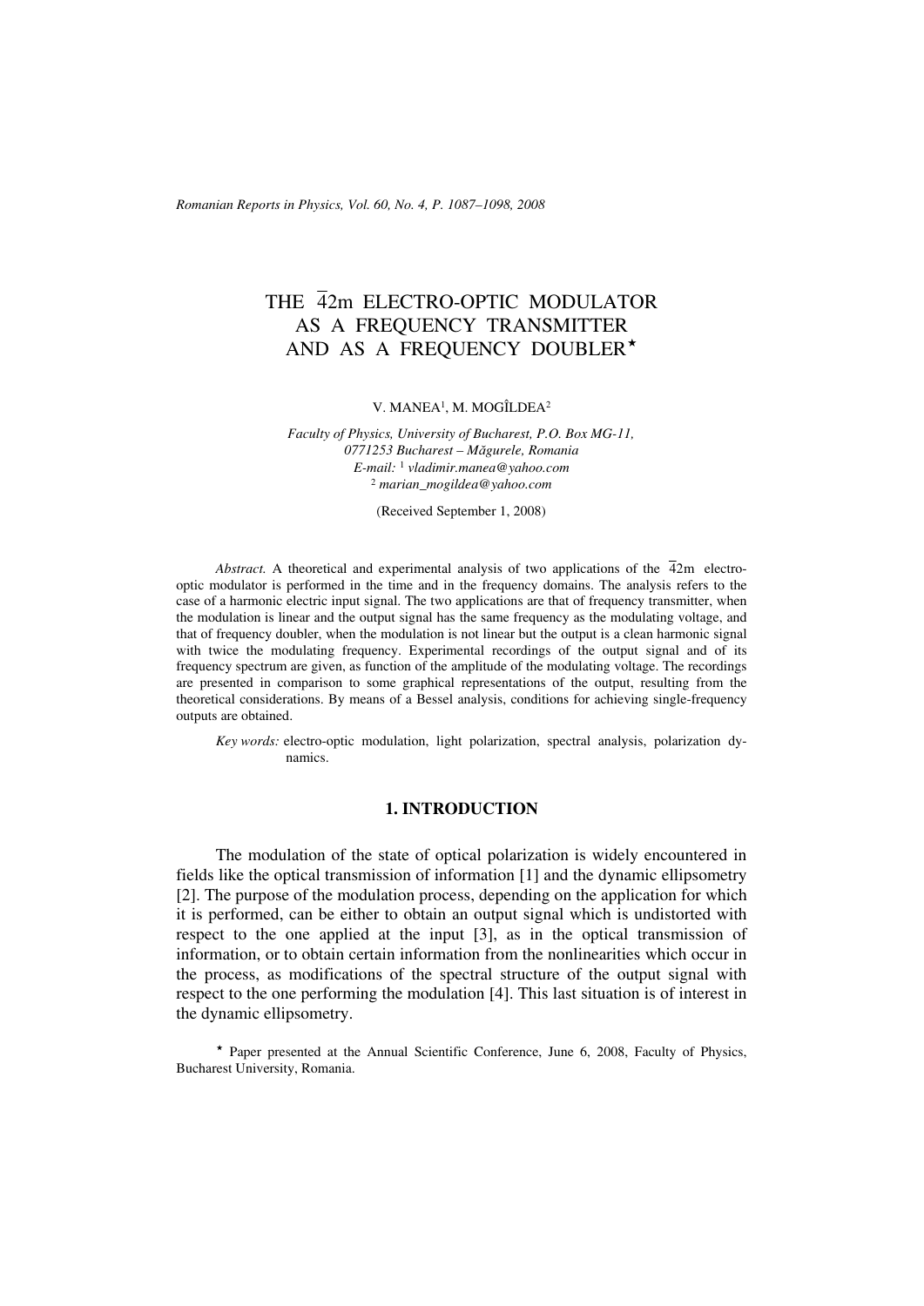# THE $\bar{4}2m$ ELECTRO-OPTIC MODULATOR AS A FREQUENCY TRANSMITTER AND AS A FREQUENCY DOUBLER*

V. MANEA[1], M. MOGÎLDEA[2]

*Faculty of Physics, University of Bucharest, P.O. Box MG-11, 0771253 Bucharest – Măgurele, Romania*
*E-mail:* [1] *vladimir.manea@yahoo.com*
[2] *marian_mogildea@yahoo.com*

(Received September 1, 2008)

*Abstract.* A theoretical and experimental analysis of two applications of the $\bar{4}2m$ electro-optic modulator is performed in the time and in the frequency domains. The analysis refers to the case of a harmonic electric input signal. The two applications are that of frequency transmitter, when the modulation is linear and the output signal has the same frequency as the modulating voltage, and that of frequency doubler, when the modulation is not linear but the output is a clean harmonic signal with twice the modulating frequency. Experimental recordings of the output signal and of its frequency spectrum are given, as function of the amplitude of the modulating voltage. The recordings are presented in comparison to some graphical representations of the output, resulting from the theoretical considerations. By means of a Bessel analysis, conditions for achieving single-frequency outputs are obtained.

*Key words:* electro-optic modulation, light polarization, spectral analysis, polarization dynamics.

## 1. INTRODUCTION

The modulation of the state of optical polarization is widely encountered in fields like the optical transmission of information [1] and the dynamic ellipsometry [2]. The purpose of the modulation process, depending on the application for which it is performed, can be either to obtain an output signal which is undistorted with respect to the one applied at the input [3], as in the optical transmission of information, or to obtain certain information from the nonlinearities which occur in the process, as modifications of the spectral structure of the output signal with respect to the one performing the modulation [4]. This last situation is of interest in the dynamic ellipsometry.

* Paper presented at the Annual Scientific Conference, June 6, 2008, Faculty of Physics, Bucharest University, Romania.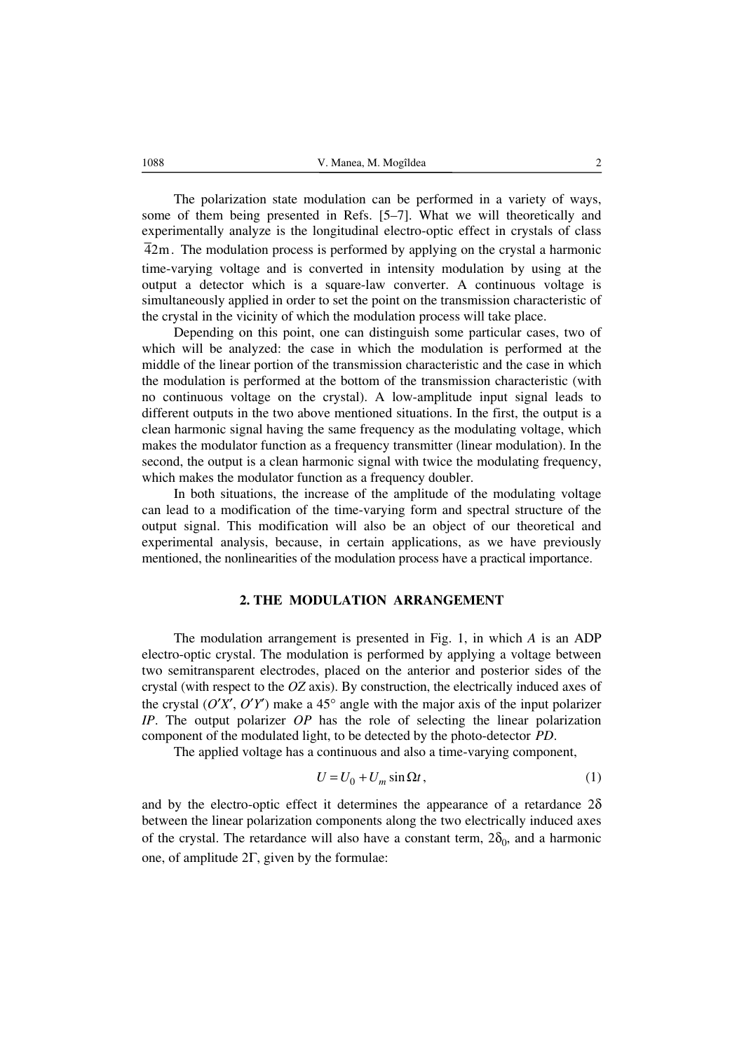The polarization state modulation can be performed in a variety of ways, some of them being presented in Refs. [5–7]. What we will theoretically and experimentally analyze is the longitudinal electro-optic effect in crystals of class $\bar{4}2\text{m}$. The modulation process is performed by applying on the crystal a harmonic time-varying voltage and is converted in intensity modulation by using at the output a detector which is a square-law converter. A continuous voltage is simultaneously applied in order to set the point on the transmission characteristic of the crystal in the vicinity of which the modulation process will take place.

Depending on this point, one can distinguish some particular cases, two of which will be analyzed: the case in which the modulation is performed at the middle of the linear portion of the transmission characteristic and the case in which the modulation is performed at the bottom of the transmission characteristic (with no continuous voltage on the crystal). A low-amplitude input signal leads to different outputs in the two above mentioned situations. In the first, the output is a clean harmonic signal having the same frequency as the modulating voltage, which makes the modulator function as a frequency transmitter (linear modulation). In the second, the output is a clean harmonic signal with twice the modulating frequency, which makes the modulator function as a frequency doubler.

In both situations, the increase of the amplitude of the modulating voltage can lead to a modification of the time-varying form and spectral structure of the output signal. This modification will also be an object of our theoretical and experimental analysis, because, in certain applications, as we have previously mentioned, the nonlinearities of the modulation process have a practical importance.

## 2. THE MODULATION ARRANGEMENT

The modulation arrangement is presented in Fig. 1, in which *A* is an ADP electro-optic crystal. The modulation is performed by applying a voltage between two semitransparent electrodes, placed on the anterior and posterior sides of the crystal (with respect to the *OZ* axis). By construction, the electrically induced axes of the crystal ($O'X'$, $O'Y'$) make a 45° angle with the major axis of the input polarizer *IP*. The output polarizer *OP* has the role of selecting the linear polarization component of the modulated light, to be detected by the photo-detector *PD*.

The applied voltage has a continuous and also a time-varying component,

$$U = U_0 + U_m \sin \Omega t, \tag{1}$$

and by the electro-optic effect it determines the appearance of a retardance $2\delta$ between the linear polarization components along the two electrically induced axes of the crystal. The retardance will also have a constant term, $2\delta_0$, and a harmonic one, of amplitude $2\Gamma$, given by the formulae: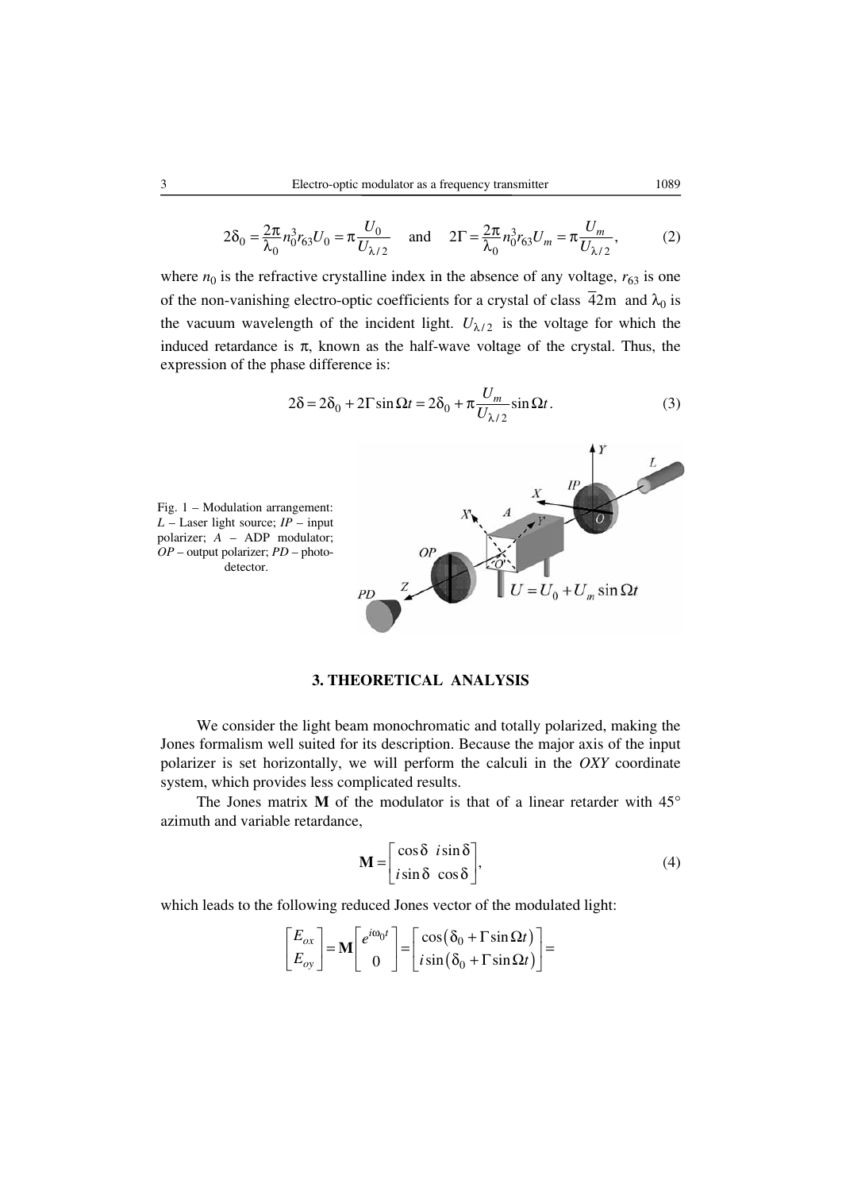$$2\delta_0 = \frac{2\pi}{\lambda_0} n_0^3 r_{63} U_0 = \pi \frac{U_0}{U_{\lambda/2}} \quad \text{and} \quad 2\Gamma = \frac{2\pi}{\lambda_0} n_0^3 r_{63} U_m = \pi \frac{U_m}{U_{\lambda/2}}, \tag{2}$$

where $n_0$ is the refractive crystalline index in the absence of any voltage, $r_{63}$ is one of the non-vanishing electro-optic coefficients for a crystal of class $\overline{4}2\text{m}$ and $\lambda_0$ is the vacuum wavelength of the incident light. $U_{\lambda/2}$ is the voltage for which the induced retardance is $\pi$, known as the half-wave voltage of the crystal. Thus, the expression of the phase difference is:

$$2\delta = 2\delta_0 + 2\Gamma \sin \Omega t = 2\delta_0 + \pi \frac{U_m}{U_{\lambda/2}} \sin \Omega t. \tag{3}$$

Fig. 1 – Modulation arrangement: $L$ – Laser light source; $IP$ – input polarizer; $A$ – ADP modulator; $OP$ – output polarizer; $PD$ – photodetector.

## 3. THEORETICAL ANALYSIS

We consider the light beam monochromatic and totally polarized, making the Jones formalism well suited for its description. Because the major axis of the input polarizer is set horizontally, we will perform the calculi in the $OXY$ coordinate system, which provides less complicated results.

The Jones matrix $\mathbf{M}$ of the modulator is that of a linear retarder with 45° azimuth and variable retardance,

$$\mathbf{M} = \begin{bmatrix} \cos\delta & i\sin\delta \\ i\sin\delta & \cos\delta \end{bmatrix}, \tag{4}$$

which leads to the following reduced Jones vector of the modulated light:

$$\begin{bmatrix} E_{ox} \\ E_{oy} \end{bmatrix} = \mathbf{M} \begin{bmatrix} e^{i\omega_0 t} \\ 0 \end{bmatrix} = \begin{bmatrix} \cos(\delta_0 + \Gamma \sin \Omega t) \\ i \sin(\delta_0 + \Gamma \sin \Omega t) \end{bmatrix} =$$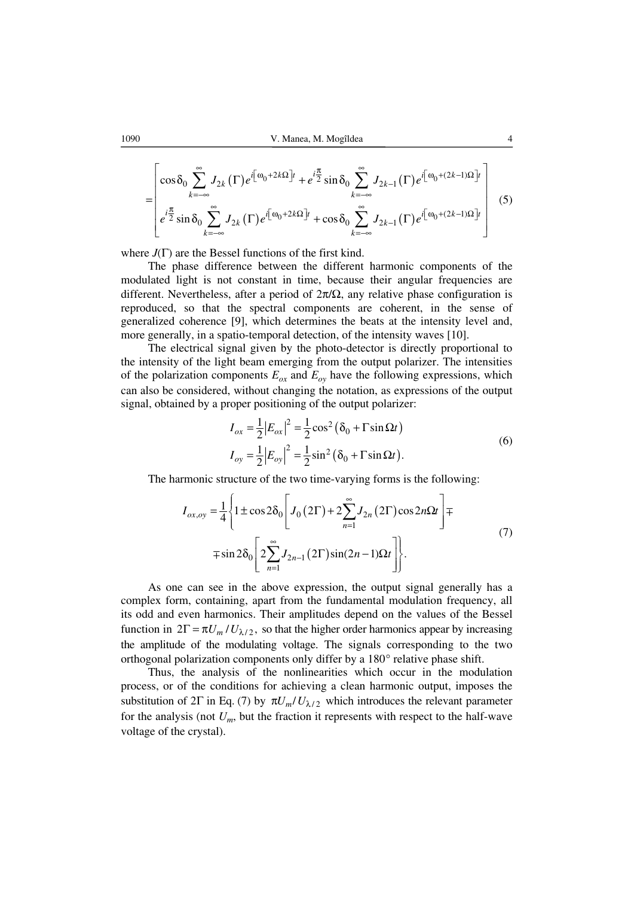$$
= \begin{bmatrix} \cos\delta_0 \sum_{k=-\infty}^{\infty} J_{2k}(\Gamma) e^{i\left[\omega_0+2k\Omega\right]t} + e^{i\frac{\pi}{2}} \sin\delta_0 \sum_{k=-\infty}^{\infty} J_{2k-1}(\Gamma) e^{i\left[\omega_0+(2k-1)\Omega\right]t} \\ e^{i\frac{\pi}{2}} \sin\delta_0 \sum_{k=-\infty}^{\infty} J_{2k}(\Gamma) e^{i\left[\omega_0+2k\Omega\right]t} + \cos\delta_0 \sum_{k=-\infty}^{\infty} J_{2k-1}(\Gamma) e^{i\left[\omega_0+(2k-1)\Omega\right]t} \end{bmatrix} \tag{5}
$$

where $J(\Gamma)$ are the Bessel functions of the first kind.

The phase difference between the different harmonic components of the modulated light is not constant in time, because their angular frequencies are different. Nevertheless, after a period of $2\pi/\Omega$, any relative phase configuration is reproduced, so that the spectral components are coherent, in the sense of generalized coherence [9], which determines the beats at the intensity level and, more generally, in a spatio-temporal detection, of the intensity waves [10].

The electrical signal given by the photo-detector is directly proportional to the intensity of the light beam emerging from the output polarizer. The intensities of the polarization components $E_{ox}$ and $E_{oy}$ have the following expressions, which can also be considered, without changing the notation, as expressions of the output signal, obtained by a proper positioning of the output polarizer:

$$
\begin{aligned} I_{ox} &= \frac{1}{2}\left|E_{ox}\right|^2 = \frac{1}{2}\cos^2\left(\delta_0 + \Gamma\sin\Omega t\right) \\ I_{oy} &= \frac{1}{2}\left|E_{oy}\right|^2 = \frac{1}{2}\sin^2\left(\delta_0 + \Gamma\sin\Omega t\right). \end{aligned} \tag{6}
$$

The harmonic structure of the two time-varying forms is the following:

$$
\begin{aligned} I_{ox,oy} = \frac{1}{4}\Bigg\{ 1 \pm \cos 2\delta_0 \left[ J_0(2\Gamma) + 2\sum_{n=1}^{\infty} J_{2n}(2\Gamma)\cos 2n\Omega t \right] \mp \\ \mp \sin 2\delta_0 \left[ 2\sum_{n=1}^{\infty} J_{2n-1}(2\Gamma)\sin(2n-1)\Omega t \right] \Bigg\}. \end{aligned} \tag{7}
$$

As one can see in the above expression, the output signal generally has a complex form, containing, apart from the fundamental modulation frequency, all its odd and even harmonics. Their amplitudes depend on the values of the Bessel function in $2\Gamma = \pi U_m / U_{\lambda/2}$, so that the higher order harmonics appear by increasing the amplitude of the modulating voltage. The signals corresponding to the two orthogonal polarization components only differ by a 180° relative phase shift.

Thus, the analysis of the nonlinearities which occur in the modulation process, or of the conditions for achieving a clean harmonic output, imposes the substitution of $2\Gamma$ in Eq. (7) by $\pi U_m / U_{\lambda/2}$ which introduces the relevant parameter for the analysis (not $U_m$, but the fraction it represents with respect to the half-wave voltage of the crystal).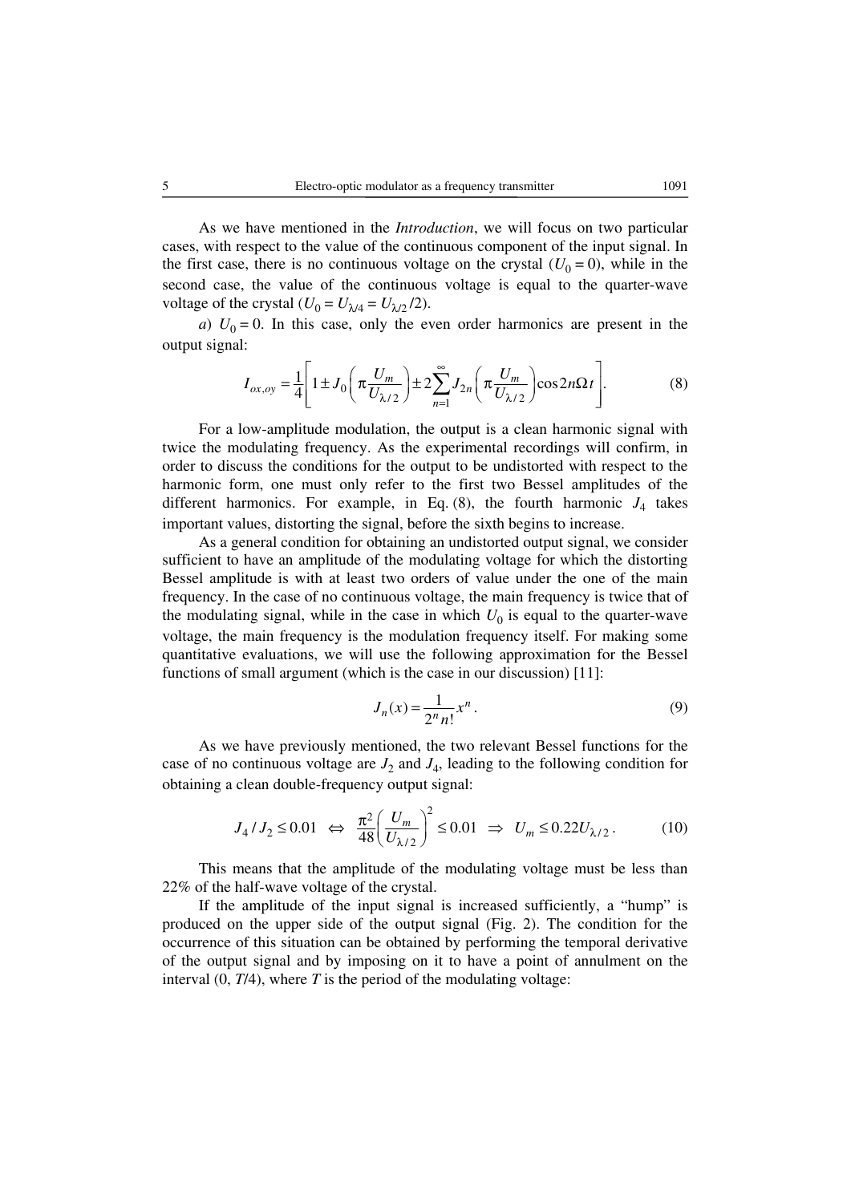As we have mentioned in the *Introduction*, we will focus on two particular cases, with respect to the value of the continuous component of the input signal. In the first case, there is no continuous voltage on the crystal ($U_0 = 0$), while in the second case, the value of the continuous voltage is equal to the quarter-wave voltage of the crystal ($U_0 = U_{\lambda/4} = U_{\lambda/2}/2$).

*a*) $U_0 = 0$. In this case, only the even order harmonics are present in the output signal:

$$I_{ox,oy} = \frac{1}{4}\left[1 \pm J_0\left(\pi\frac{U_m}{U_{\lambda/2}}\right) \pm 2\sum_{n=1}^{\infty} J_{2n}\left(\pi\frac{U_m}{U_{\lambda/2}}\right)\cos 2n\Omega t\right]. \tag{8}$$

For a low-amplitude modulation, the output is a clean harmonic signal with twice the modulating frequency. As the experimental recordings will confirm, in order to discuss the conditions for the output to be undistorted with respect to the harmonic form, one must only refer to the first two Bessel amplitudes of the different harmonics. For example, in Eq. (8), the fourth harmonic $J_4$ takes important values, distorting the signal, before the sixth begins to increase.

As a general condition for obtaining an undistorted output signal, we consider sufficient to have an amplitude of the modulating voltage for which the distorting Bessel amplitude is with at least two orders of value under the one of the main frequency. In the case of no continuous voltage, the main frequency is twice that of the modulating signal, while in the case in which $U_0$ is equal to the quarter-wave voltage, the main frequency is the modulation frequency itself. For making some quantitative evaluations, we will use the following approximation for the Bessel functions of small argument (which is the case in our discussion) [11]:

$$J_n(x) = \frac{1}{2^n n!}x^n. \tag{9}$$

As we have previously mentioned, the two relevant Bessel functions for the case of no continuous voltage are $J_2$ and $J_4$, leading to the following condition for obtaining a clean double-frequency output signal:

$$J_4/J_2 \le 0.01 \;\Leftrightarrow\; \frac{\pi^2}{48}\left(\frac{U_m}{U_{\lambda/2}}\right)^2 \le 0.01 \;\Rightarrow\; U_m \le 0.22U_{\lambda/2}. \tag{10}$$

This means that the amplitude of the modulating voltage must be less than 22% of the half-wave voltage of the crystal.

If the amplitude of the input signal is increased sufficiently, a "hump" is produced on the upper side of the output signal (Fig. 2). The condition for the occurrence of this situation can be obtained by performing the temporal derivative of the output signal and by imposing on it to have a point of annulment on the interval (0, *T*/4), where *T* is the period of the modulating voltage: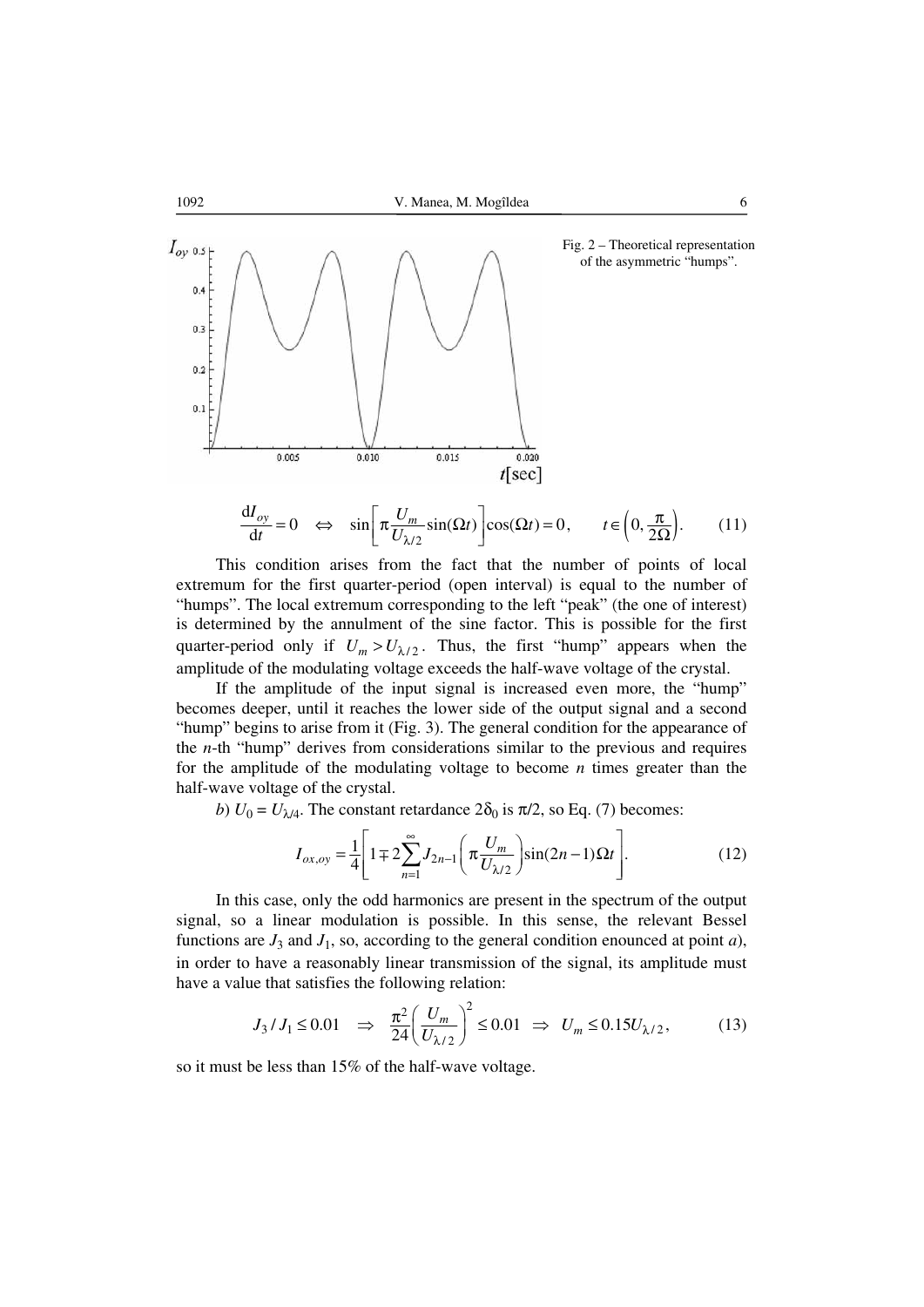Fig. 2 – Theoretical representation of the asymmetric "humps".

$$\frac{\mathrm{d}I_{oy}}{\mathrm{d}t} = 0 \quad \Leftrightarrow \quad \sin\left[\pi \frac{U_m}{U_{\lambda/2}} \sin(\Omega t)\right] \cos(\Omega t) = 0, \qquad t \in \left(0, \frac{\pi}{2\Omega}\right). \tag{11}$$

This condition arises from the fact that the number of points of local extremum for the first quarter-period (open interval) is equal to the number of "humps". The local extremum corresponding to the left "peak" (the one of interest) is determined by the annulment of the sine factor. This is possible for the first quarter-period only if $U_m > U_{\lambda/2}$. Thus, the first "hump" appears when the amplitude of the modulating voltage exceeds the half-wave voltage of the crystal.

If the amplitude of the input signal is increased even more, the "hump" becomes deeper, until it reaches the lower side of the output signal and a second "hump" begins to arise from it (Fig. 3). The general condition for the appearance of the *n*-th "hump" derives from considerations similar to the previous and requires for the amplitude of the modulating voltage to become *n* times greater than the half-wave voltage of the crystal.

*b*) $U_0 = U_{\lambda/4}$. The constant retardance $2\delta_0$ is $\pi/2$, so Eq. (7) becomes:

$$I_{ox,oy} = \frac{1}{4}\left[1 \mp 2\sum_{n=1}^{\infty} J_{2n-1}\left(\pi \frac{U_m}{U_{\lambda/2}}\right)\sin(2n-1)\Omega t\right]. \tag{12}$$

In this case, only the odd harmonics are present in the spectrum of the output signal, so a linear modulation is possible. In this sense, the relevant Bessel functions are $J_3$ and $J_1$, so, according to the general condition enounced at point *a*), in order to have a reasonably linear transmission of the signal, its amplitude must have a value that satisfies the following relation:

$$J_3 / J_1 \leq 0.01 \quad \Rightarrow \quad \frac{\pi^2}{24}\left(\frac{U_m}{U_{\lambda/2}}\right)^2 \leq 0.01 \quad \Rightarrow \quad U_m \leq 0.15 U_{\lambda/2}, \tag{13}$$

so it must be less than 15% of the half-wave voltage.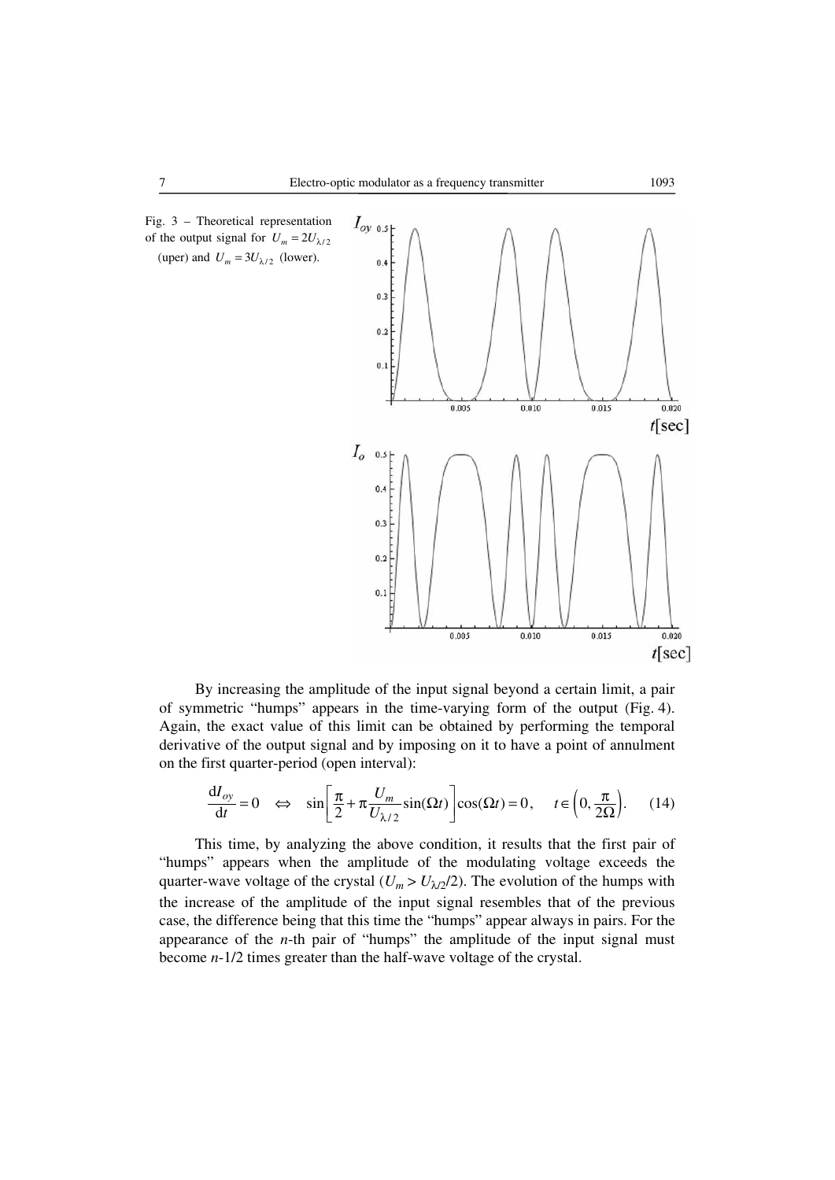Fig. 3 – Theoretical representation of the output signal for $U_m = 2U_{\lambda/2}$ (uper) and $U_m = 3U_{\lambda/2}$ (lower).

By increasing the amplitude of the input signal beyond a certain limit, a pair of symmetric "humps" appears in the time-varying form of the output (Fig. 4). Again, the exact value of this limit can be obtained by performing the temporal derivative of the output signal and by imposing on it to have a point of annulment on the first quarter-period (open interval):

$$\frac{\mathrm{d}I_{oy}}{\mathrm{d}t} = 0 \quad \Leftrightarrow \quad \sin\left[\frac{\pi}{2} + \pi\frac{U_m}{U_{\lambda/2}}\sin(\Omega t)\right]\cos(\Omega t) = 0, \quad t \in \left(0, \frac{\pi}{2\Omega}\right). \tag{14}$$

This time, by analyzing the above condition, it results that the first pair of "humps" appears when the amplitude of the modulating voltage exceeds the quarter-wave voltage of the crystal ($U_m > U_{\lambda/2}/2$). The evolution of the humps with the increase of the amplitude of the input signal resembles that of the previous case, the difference being that this time the "humps" appear always in pairs. For the appearance of the $n$-th pair of "humps" the amplitude of the input signal must become $n$-1/2 times greater than the half-wave voltage of the crystal.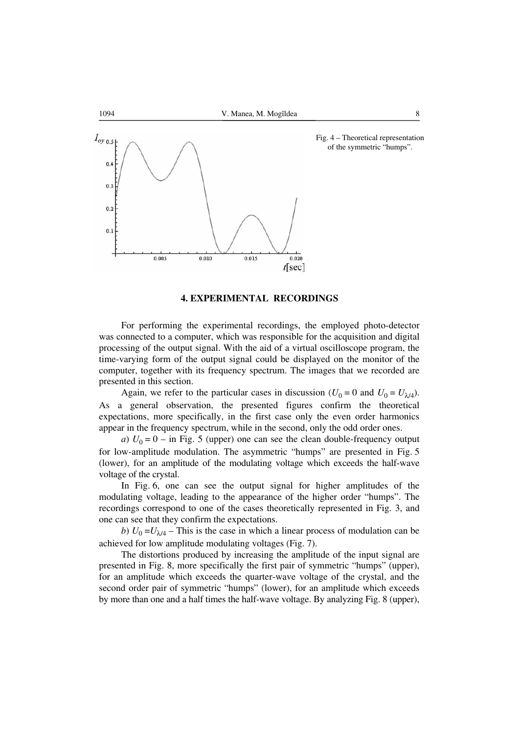Fig. 4 – Theoretical representation of the symmetric "humps".

## 4. EXPERIMENTAL RECORDINGS

For performing the experimental recordings, the employed photo-detector was connected to a computer, which was responsible for the acquisition and digital processing of the output signal. With the aid of a virtual oscilloscope program, the time-varying form of the output signal could be displayed on the monitor of the computer, together with its frequency spectrum. The images that we recorded are presented in this section.

Again, we refer to the particular cases in discussion ($U_0 = 0$ and $U_0 = U_{\lambda/4}$). As a general observation, the presented figures confirm the theoretical expectations, more specifically, in the first case only the even order harmonics appear in the frequency spectrum, while in the second, only the odd order ones.

*a*) $U_0 = 0$ – in Fig. 5 (upper) one can see the clean double-frequency output for low-amplitude modulation. The asymmetric "humps" are presented in Fig. 5 (lower), for an amplitude of the modulating voltage which exceeds the half-wave voltage of the crystal.

In Fig. 6, one can see the output signal for higher amplitudes of the modulating voltage, leading to the appearance of the higher order "humps". The recordings correspond to one of the cases theoretically represented in Fig. 3, and one can see that they confirm the expectations.

*b*) $U_0 = U_{\lambda/4}$ – This is the case in which a linear process of modulation can be achieved for low amplitude modulating voltages (Fig. 7).

The distortions produced by increasing the amplitude of the input signal are presented in Fig. 8, more specifically the first pair of symmetric "humps" (upper), for an amplitude which exceeds the quarter-wave voltage of the crystal, and the second order pair of symmetric "humps" (lower), for an amplitude which exceeds by more than one and a half times the half-wave voltage. By analyzing Fig. 8 (upper),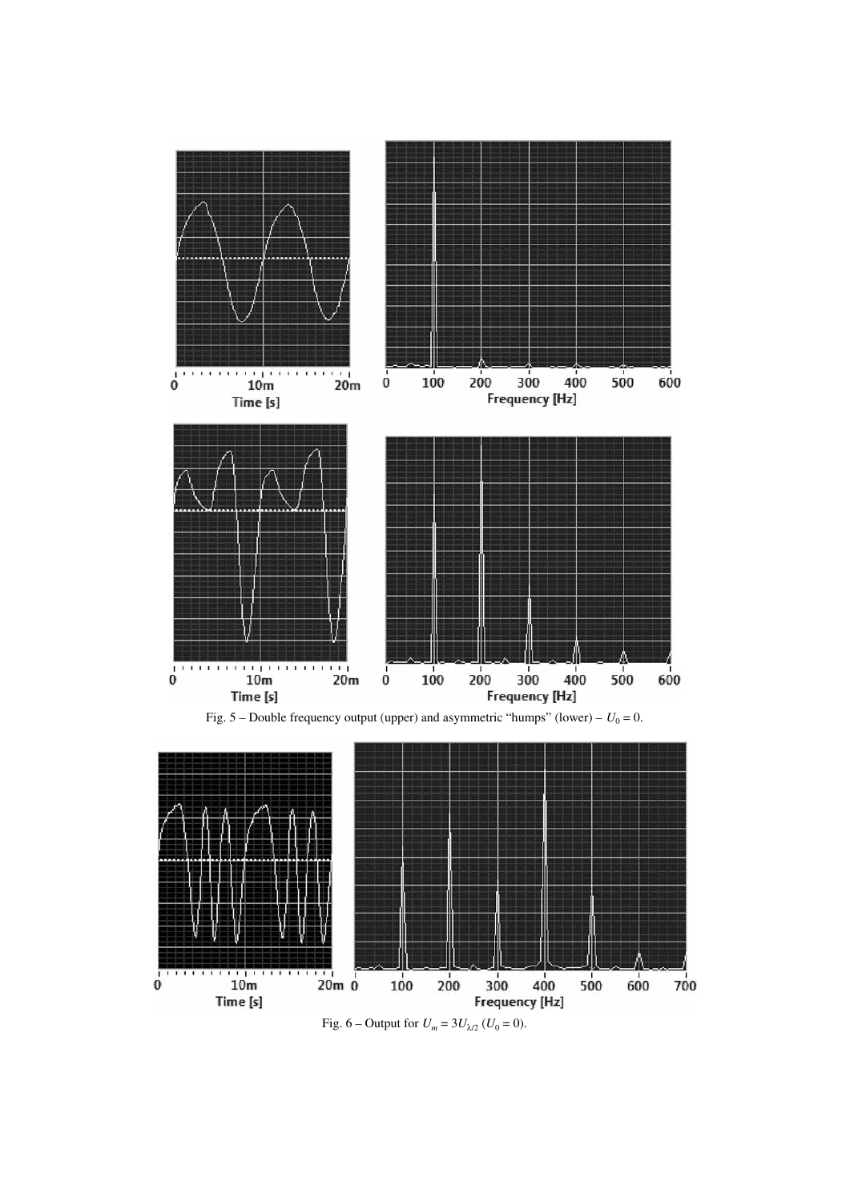Fig. 5 – Double frequency output (upper) and asymmetric "humps" (lower) – $U_0 = 0$.

Fig. 6 – Output for $U_m = 3U_{\lambda/2}$ ($U_0 = 0$).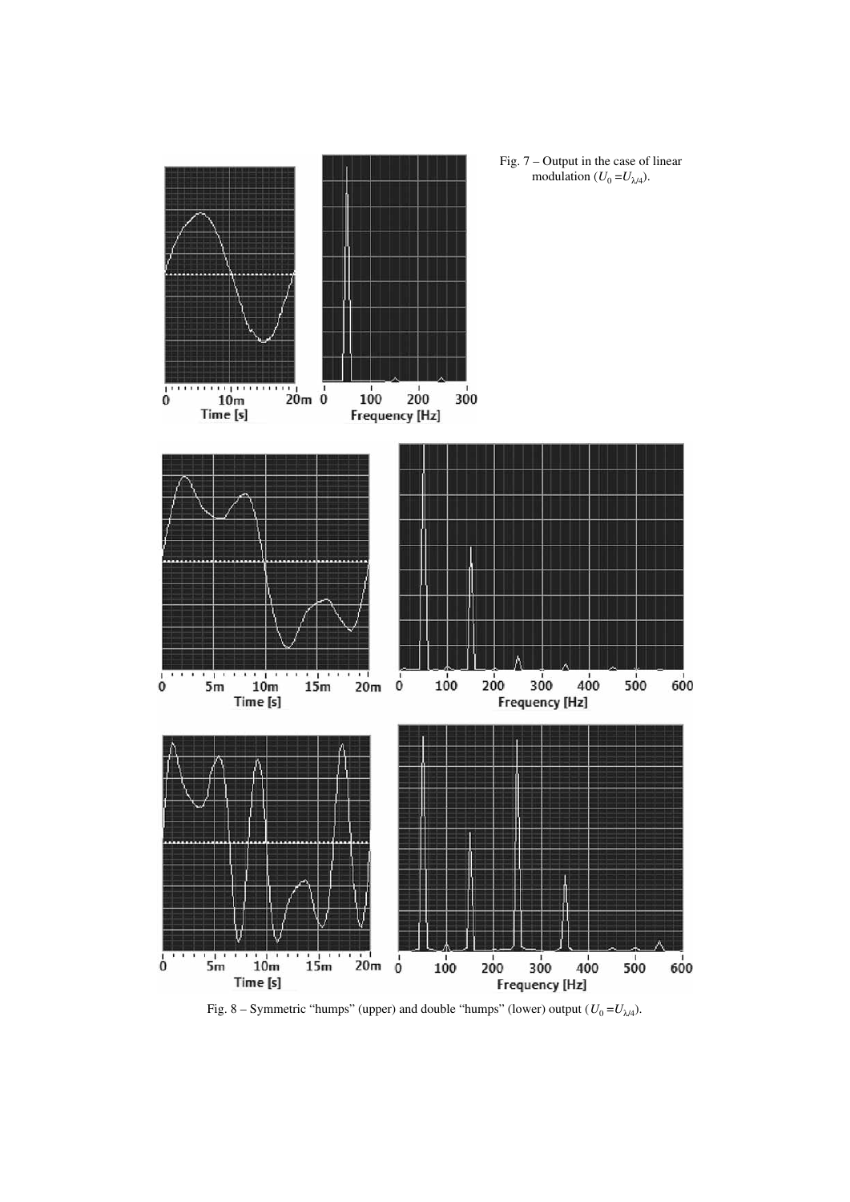Fig. 7 – Output in the case of linear modulation ($U_0 = U_{\lambda/4}$).

Fig. 8 – Symmetric "humps" (upper) and double "humps" (lower) output ($U_0 = U_{\lambda/4}$).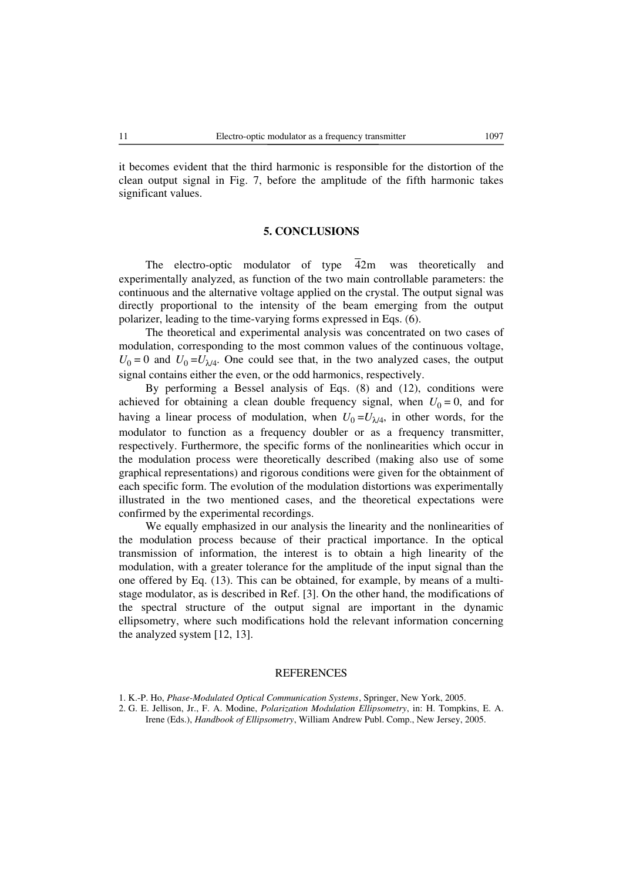it becomes evident that the third harmonic is responsible for the distortion of the clean output signal in Fig. 7, before the amplitude of the fifth harmonic takes significant values.

## 5. CONCLUSIONS

The electro-optic modulator of type $\bar{4}2m$ was theoretically and experimentally analyzed, as function of the two main controllable parameters: the continuous and the alternative voltage applied on the crystal. The output signal was directly proportional to the intensity of the beam emerging from the output polarizer, leading to the time-varying forms expressed in Eqs. (6).

The theoretical and experimental analysis was concentrated on two cases of modulation, corresponding to the most common values of the continuous voltage, $U_0 = 0$ and $U_0 = U_{\lambda/4}$. One could see that, in the two analyzed cases, the output signal contains either the even, or the odd harmonics, respectively.

By performing a Bessel analysis of Eqs. (8) and (12), conditions were achieved for obtaining a clean double frequency signal, when $U_0 = 0$, and for having a linear process of modulation, when $U_0 = U_{\lambda/4}$, in other words, for the modulator to function as a frequency doubler or as a frequency transmitter, respectively. Furthermore, the specific forms of the nonlinearities which occur in the modulation process were theoretically described (making also use of some graphical representations) and rigorous conditions were given for the obtainment of each specific form. The evolution of the modulation distortions was experimentally illustrated in the two mentioned cases, and the theoretical expectations were confirmed by the experimental recordings.

We equally emphasized in our analysis the linearity and the nonlinearities of the modulation process because of their practical importance. In the optical transmission of information, the interest is to obtain a high linearity of the modulation, with a greater tolerance for the amplitude of the input signal than the one offered by Eq. (13). This can be obtained, for example, by means of a multi-stage modulator, as is described in Ref. [3]. On the other hand, the modifications of the spectral structure of the output signal are important in the dynamic ellipsometry, where such modifications hold the relevant information concerning the analyzed system [12, 13].

## REFERENCES

1. K.-P. Ho, *Phase-Modulated Optical Communication Systems*, Springer, New York, 2005.
2. G. E. Jellison, Jr., F. A. Modine, *Polarization Modulation Ellipsometry*, in: H. Tompkins, E. A. Irene (Eds.), *Handbook of Ellipsometry*, William Andrew Publ. Comp., New Jersey, 2005.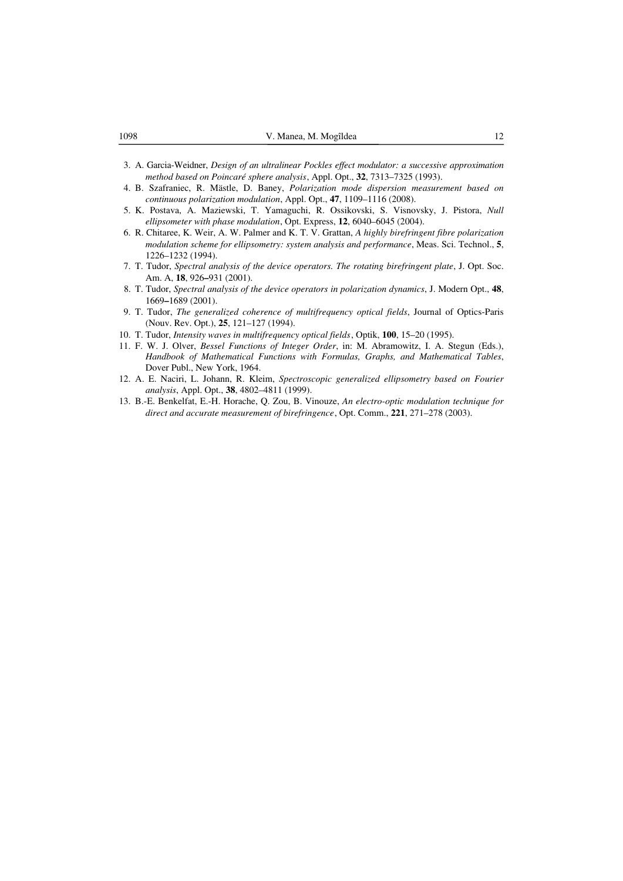3. A. Garcia-Weidner, *Design of an ultralinear Pockles effect modulator: a successive approximation method based on Poincaré sphere analysis*, Appl. Opt., **32**, 7313–7325 (1993).
4. B. Szafraniec, R. Mästle, D. Baney, *Polarization mode dispersion measurement based on continuous polarization modulation*, Appl. Opt., **47**, 1109–1116 (2008).
5. K. Postava, A. Maziewski, T. Yamaguchi, R. Ossikovski, S. Visnovsky, J. Pistora, *Null ellipsometer with phase modulation*, Opt. Express, **12**, 6040–6045 (2004).
6. R. Chitaree, K. Weir, A. W. Palmer and K. T. V. Grattan, *A highly birefringent fibre polarization modulation scheme for ellipsometry: system analysis and performance*, Meas. Sci. Technol., **5**, 1226–1232 (1994).
7. T. Tudor, *Spectral analysis of the device operators. The rotating birefringent plate*, J. Opt. Soc. Am. A, **18**, 926–931 (2001).
8. T. Tudor, *Spectral analysis of the device operators in polarization dynamics*, J. Modern Opt., **48**, 1669–1689 (2001).
9. T. Tudor, *The generalized coherence of multifrequency optical fields*, Journal of Optics-Paris (Nouv. Rev. Opt.), **25**, 121–127 (1994).
10. T. Tudor, *Intensity waves in multifrequency optical fields*, Optik, **100**, 15–20 (1995).
11. F. W. J. Olver, *Bessel Functions of Integer Order*, in: M. Abramowitz, I. A. Stegun (Eds.), *Handbook of Mathematical Functions with Formulas, Graphs, and Mathematical Tables*, Dover Publ., New York, 1964.
12. A. E. Naciri, L. Johann, R. Kleim, *Spectroscopic generalized ellipsometry based on Fourier analysis*, Appl. Opt., **38**, 4802–4811 (1999).
13. B.-E. Benkelfat, E.-H. Horache, Q. Zou, B. Vinouze, *An electro-optic modulation technique for direct and accurate measurement of birefringence*, Opt. Comm., **221**, 271–278 (2003).